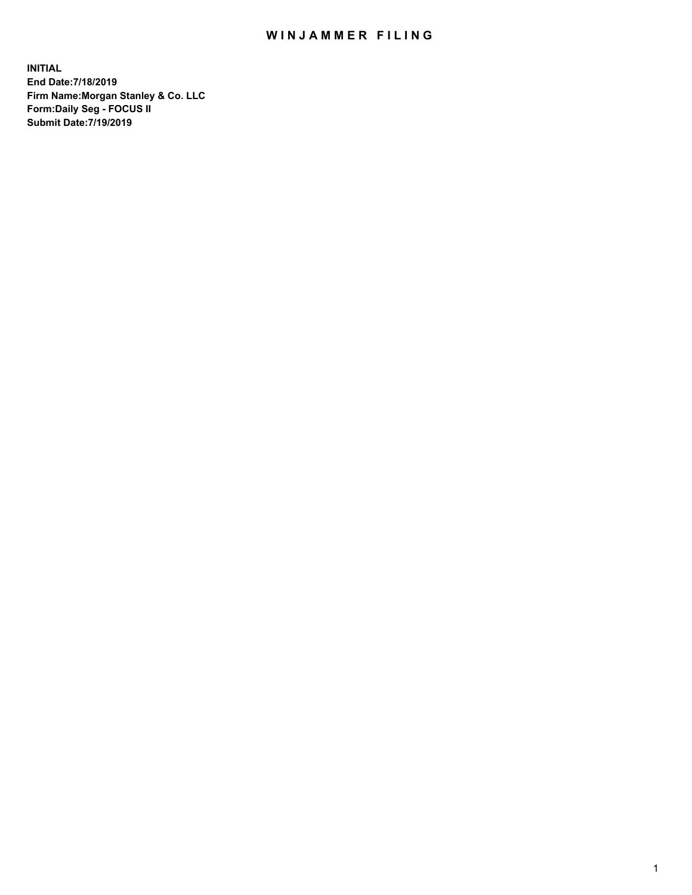# WINJAMMER FILING

**INITIAL**
**End Date:7/18/2019**
**Firm Name:Morgan Stanley & Co. LLC**
**Form:Daily Seg - FOCUS II**
**Submit Date:7/19/2019**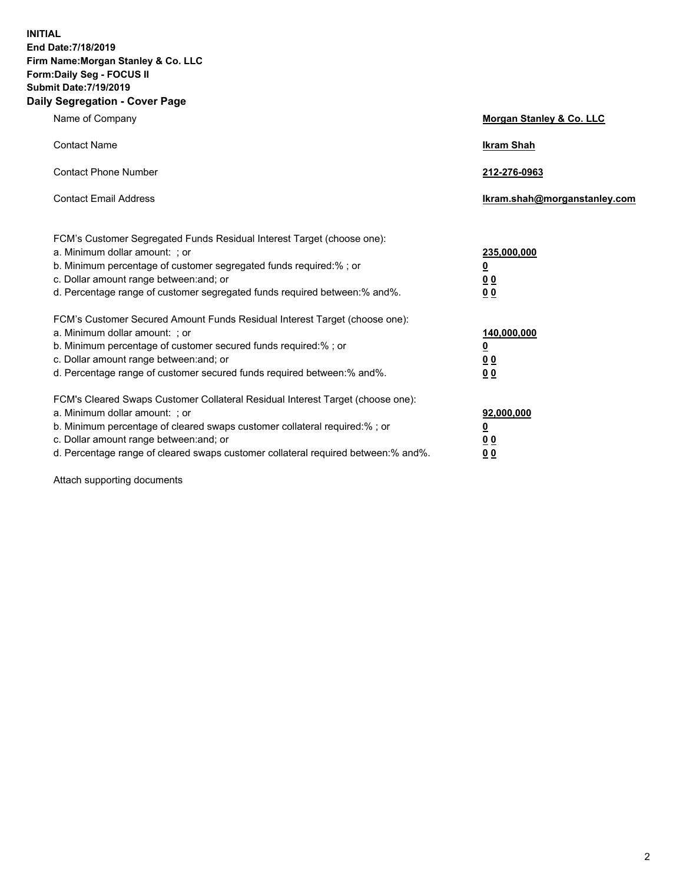**INITIAL**
**End Date:7/18/2019**
**Firm Name:Morgan Stanley & Co. LLC**
**Form:Daily Seg - FOCUS II**
**Submit Date:7/19/2019**

## Daily Segregation - Cover Page

| | |
|---|---|
| Name of Company | **Morgan Stanley & Co. LLC** |
| Contact Name | **Ikram Shah** |
| Contact Phone Number | **212-276-0963** |
| Contact Email Address | **Ikram.shah@morganstanley.com** |

| | |
|---|---|
| FCM's Customer Segregated Funds Residual Interest Target (choose one): | |
| a. Minimum dollar amount: ; or | **235,000,000** |
| b. Minimum percentage of customer segregated funds required:% ; or | **0** |
| c. Dollar amount range between:and; or | **0 0** |
| d. Percentage range of customer segregated funds required between:% and%. | **0 0** |
| FCM's Customer Secured Amount Funds Residual Interest Target (choose one): | |
| a. Minimum dollar amount: ; or | **140,000,000** |
| b. Minimum percentage of customer secured funds required:% ; or | **0** |
| c. Dollar amount range between:and; or | **0 0** |
| d. Percentage range of customer secured funds required between:% and%. | **0 0** |
| FCM's Cleared Swaps Customer Collateral Residual Interest Target (choose one): | |
| a. Minimum dollar amount: ; or | **92,000,000** |
| b. Minimum percentage of cleared swaps customer collateral required:% ; or | **0** |
| c. Dollar amount range between:and; or | **0 0** |
| d. Percentage range of cleared swaps customer collateral required between:% and%. | **0 0** |

Attach supporting documents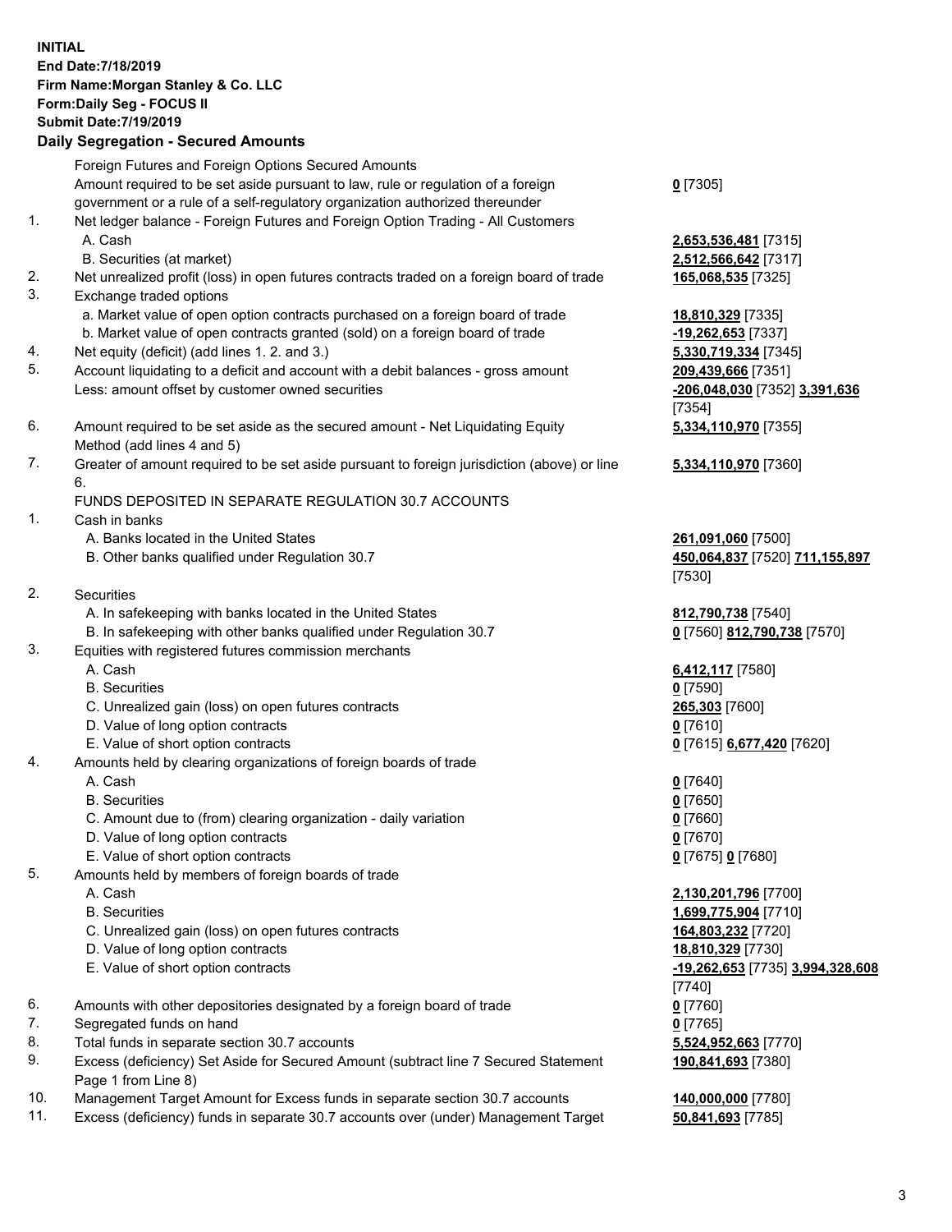**INITIAL**
**End Date:7/18/2019**
**Firm Name:Morgan Stanley & Co. LLC**
**Form:Daily Seg - FOCUS II**
**Submit Date:7/19/2019**

### Daily Segregation - Secured Amounts

| | | |
|---|---|---|
| | Foreign Futures and Foreign Options Secured Amounts | |
| | Amount required to be set aside pursuant to law, rule or regulation of a foreign government or a rule of a self-regulatory organization authorized thereunder | **0** [7305] |
| 1. | Net ledger balance - Foreign Futures and Foreign Option Trading - All Customers | |
| | A. Cash | **2,653,536,481** [7315] |
| | B. Securities (at market) | **2,512,566,642** [7317] |
| 2. | Net unrealized profit (loss) in open futures contracts traded on a foreign board of trade | **165,068,535** [7325] |
| 3. | Exchange traded options | |
| | a. Market value of open option contracts purchased on a foreign board of trade | **18,810,329** [7335] |
| | b. Market value of open contracts granted (sold) on a foreign board of trade | **-19,262,653** [7337] |
| 4. | Net equity (deficit) (add lines 1. 2. and 3.) | **5,330,719,334** [7345] |
| 5. | Account liquidating to a deficit and account with a debit balances - gross amount | **209,439,666** [7351] |
| | Less: amount offset by customer owned securities | **-206,048,030** [7352] **3,391,636** [7354] |
| 6. | Amount required to be set aside as the secured amount - Net Liquidating Equity Method (add lines 4 and 5) | **5,334,110,970** [7355] |
| 7. | Greater of amount required to be set aside pursuant to foreign jurisdiction (above) or line 6. | **5,334,110,970** [7360] |
| | FUNDS DEPOSITED IN SEPARATE REGULATION 30.7 ACCOUNTS | |
| 1. | Cash in banks | |
| | A. Banks located in the United States | **261,091,060** [7500] |
| | B. Other banks qualified under Regulation 30.7 | **450,064,837** [7520] **711,155,897** [7530] |
| 2. | Securities | |
| | A. In safekeeping with banks located in the United States | **812,790,738** [7540] |
| | B. In safekeeping with other banks qualified under Regulation 30.7 | **0** [7560] **812,790,738** [7570] |
| 3. | Equities with registered futures commission merchants | |
| | A. Cash | **6,412,117** [7580] |
| | B. Securities | **0** [7590] |
| | C. Unrealized gain (loss) on open futures contracts | **265,303** [7600] |
| | D. Value of long option contracts | **0** [7610] |
| | E. Value of short option contracts | **0** [7615] **6,677,420** [7620] |
| 4. | Amounts held by clearing organizations of foreign boards of trade | |
| | A. Cash | **0** [7640] |
| | B. Securities | **0** [7650] |
| | C. Amount due to (from) clearing organization - daily variation | **0** [7660] |
| | D. Value of long option contracts | **0** [7670] |
| | E. Value of short option contracts | **0** [7675] **0** [7680] |
| 5. | Amounts held by members of foreign boards of trade | |
| | A. Cash | **2,130,201,796** [7700] |
| | B. Securities | **1,699,775,904** [7710] |
| | C. Unrealized gain (loss) on open futures contracts | **164,803,232** [7720] |
| | D. Value of long option contracts | **18,810,329** [7730] |
| | E. Value of short option contracts | **-19,262,653** [7735] **3,994,328,608** [7740] |
| 6. | Amounts with other depositories designated by a foreign board of trade | **0** [7760] |
| 7. | Segregated funds on hand | **0** [7765] |
| 8. | Total funds in separate section 30.7 accounts | **5,524,952,663** [7770] |
| 9. | Excess (deficiency) Set Aside for Secured Amount (subtract line 7 Secured Statement Page 1 from Line 8) | **190,841,693** [7380] |
| 10. | Management Target Amount for Excess funds in separate section 30.7 accounts | **140,000,000** [7780] |
| 11. | Excess (deficiency) funds in separate 30.7 accounts over (under) Management Target | **50,841,693** [7785] |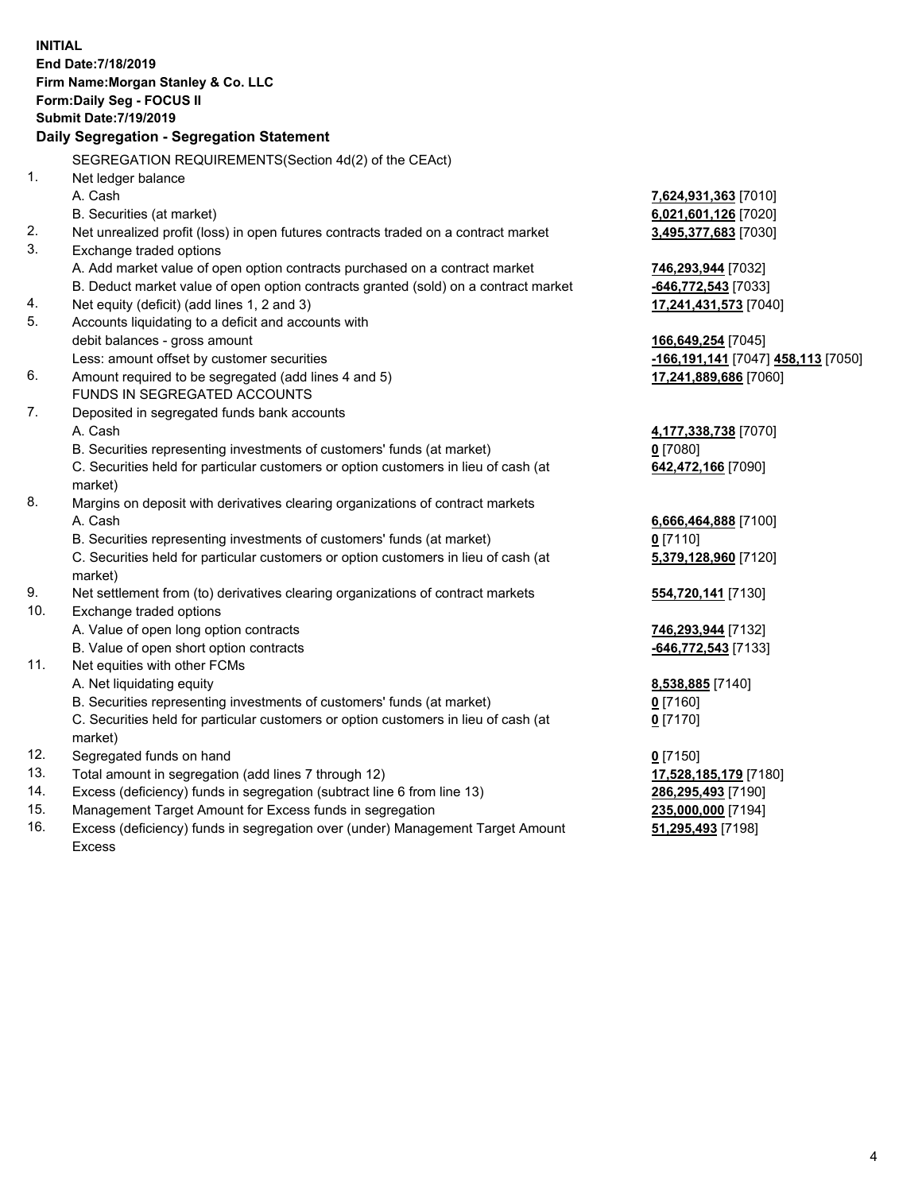**INITIAL**
**End Date:7/18/2019**
**Firm Name:Morgan Stanley & Co. LLC**
**Form:Daily Seg - FOCUS II**
**Submit Date:7/19/2019**

## Daily Segregation - Segregation Statement

SEGREGATION REQUIREMENTS(Section 4d(2) of the CEAct)

| | | |
|---|---|---|
| 1. | Net ledger balance | |
| | A. Cash | **7,624,931,363** [7010] |
| | B. Securities (at market) | **6,021,601,126** [7020] |
| 2. | Net unrealized profit (loss) in open futures contracts traded on a contract market | **3,495,377,683** [7030] |
| 3. | Exchange traded options | |
| | A. Add market value of open option contracts purchased on a contract market | **746,293,944** [7032] |
| | B. Deduct market value of open option contracts granted (sold) on a contract market | **-646,772,543** [7033] |
| 4. | Net equity (deficit) (add lines 1, 2 and 3) | **17,241,431,573** [7040] |
| 5. | Accounts liquidating to a deficit and accounts with | |
| | debit balances - gross amount | **166,649,254** [7045] |
| | Less: amount offset by customer securities | **-166,191,141** [7047] **458,113** [7050] |
| 6. | Amount required to be segregated (add lines 4 and 5) | **17,241,889,686** [7060] |
| | FUNDS IN SEGREGATED ACCOUNTS | |
| 7. | Deposited in segregated funds bank accounts | |
| | A. Cash | **4,177,338,738** [7070] |
| | B. Securities representing investments of customers' funds (at market) | **0** [7080] |
| | C. Securities held for particular customers or option customers in lieu of cash (at market) | **642,472,166** [7090] |
| 8. | Margins on deposit with derivatives clearing organizations of contract markets | |
| | A. Cash | **6,666,464,888** [7100] |
| | B. Securities representing investments of customers' funds (at market) | **0** [7110] |
| | C. Securities held for particular customers or option customers in lieu of cash (at market) | **5,379,128,960** [7120] |
| 9. | Net settlement from (to) derivatives clearing organizations of contract markets | **554,720,141** [7130] |
| 10. | Exchange traded options | |
| | A. Value of open long option contracts | **746,293,944** [7132] |
| | B. Value of open short option contracts | **-646,772,543** [7133] |
| 11. | Net equities with other FCMs | |
| | A. Net liquidating equity | **8,538,885** [7140] |
| | B. Securities representing investments of customers' funds (at market) | **0** [7160] |
| | C. Securities held for particular customers or option customers in lieu of cash (at market) | **0** [7170] |
| 12. | Segregated funds on hand | **0** [7150] |
| 13. | Total amount in segregation (add lines 7 through 12) | **17,528,185,179** [7180] |
| 14. | Excess (deficiency) funds in segregation (subtract line 6 from line 13) | **286,295,493** [7190] |
| 15. | Management Target Amount for Excess funds in segregation | **235,000,000** [7194] |
| 16. | Excess (deficiency) funds in segregation over (under) Management Target Amount Excess | **51,295,493** [7198] |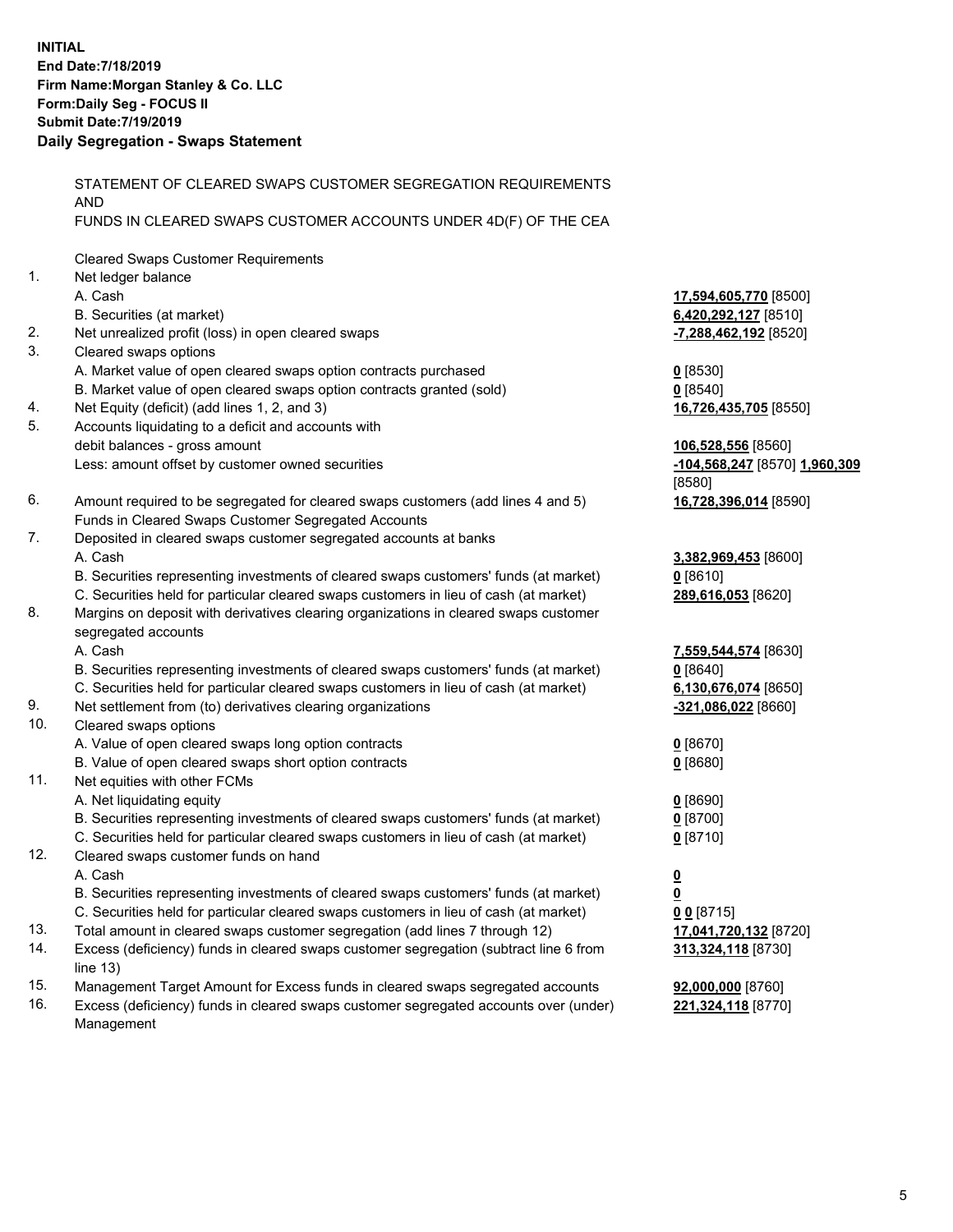**INITIAL**
**End Date:7/18/2019**
**Firm Name:Morgan Stanley & Co. LLC**
**Form:Daily Seg - FOCUS II**
**Submit Date:7/19/2019**
**Daily Segregation - Swaps Statement**

STATEMENT OF CLEARED SWAPS CUSTOMER SEGREGATION REQUIREMENTS AND FUNDS IN CLEARED SWAPS CUSTOMER ACCOUNTS UNDER 4D(F) OF THE CEA

| | | |
|---|---|---|
| | Cleared Swaps Customer Requirements | |
| 1. | Net ledger balance | |
| | A. Cash | **17,594,605,770** [8500] |
| | B. Securities (at market) | **6,420,292,127** [8510] |
| 2. | Net unrealized profit (loss) in open cleared swaps | **-7,288,462,192** [8520] |
| 3. | Cleared swaps options | |
| | A. Market value of open cleared swaps option contracts purchased | **0** [8530] |
| | B. Market value of open cleared swaps option contracts granted (sold) | **0** [8540] |
| 4. | Net Equity (deficit) (add lines 1, 2, and 3) | **16,726,435,705** [8550] |
| 5. | Accounts liquidating to a deficit and accounts with debit balances - gross amount | **106,528,556** [8560] |
| | Less: amount offset by customer owned securities | **-104,568,247** [8570] **1,960,309** [8580] |
| 6. | Amount required to be segregated for cleared swaps customers (add lines 4 and 5) | **16,728,396,014** [8590] |
| | Funds in Cleared Swaps Customer Segregated Accounts | |
| 7. | Deposited in cleared swaps customer segregated accounts at banks | |
| | A. Cash | **3,382,969,453** [8600] |
| | B. Securities representing investments of cleared swaps customers' funds (at market) | **0** [8610] |
| | C. Securities held for particular cleared swaps customers in lieu of cash (at market) | **289,616,053** [8620] |
| 8. | Margins on deposit with derivatives clearing organizations in cleared swaps customer segregated accounts | |
| | A. Cash | **7,559,544,574** [8630] |
| | B. Securities representing investments of cleared swaps customers' funds (at market) | **0** [8640] |
| | C. Securities held for particular cleared swaps customers in lieu of cash (at market) | **6,130,676,074** [8650] |
| 9. | Net settlement from (to) derivatives clearing organizations | **-321,086,022** [8660] |
| 10. | Cleared swaps options | |
| | A. Value of open cleared swaps long option contracts | **0** [8670] |
| | B. Value of open cleared swaps short option contracts | **0** [8680] |
| 11. | Net equities with other FCMs | |
| | A. Net liquidating equity | **0** [8690] |
| | B. Securities representing investments of cleared swaps customers' funds (at market) | **0** [8700] |
| | C. Securities held for particular cleared swaps customers in lieu of cash (at market) | **0** [8710] |
| 12. | Cleared swaps customer funds on hand | |
| | A. Cash | **0** |
| | B. Securities representing investments of cleared swaps customers' funds (at market) | **0** |
| | C. Securities held for particular cleared swaps customers in lieu of cash (at market) | **0** **0** [8715] |
| 13. | Total amount in cleared swaps customer segregation (add lines 7 through 12) | **17,041,720,132** [8720] |
| 14. | Excess (deficiency) funds in cleared swaps customer segregation (subtract line 6 from line 13) | **313,324,118** [8730] |
| 15. | Management Target Amount for Excess funds in cleared swaps segregated accounts | **92,000,000** [8760] |
| 16. | Excess (deficiency) funds in cleared swaps customer segregated accounts over (under) Management | **221,324,118** [8770] |